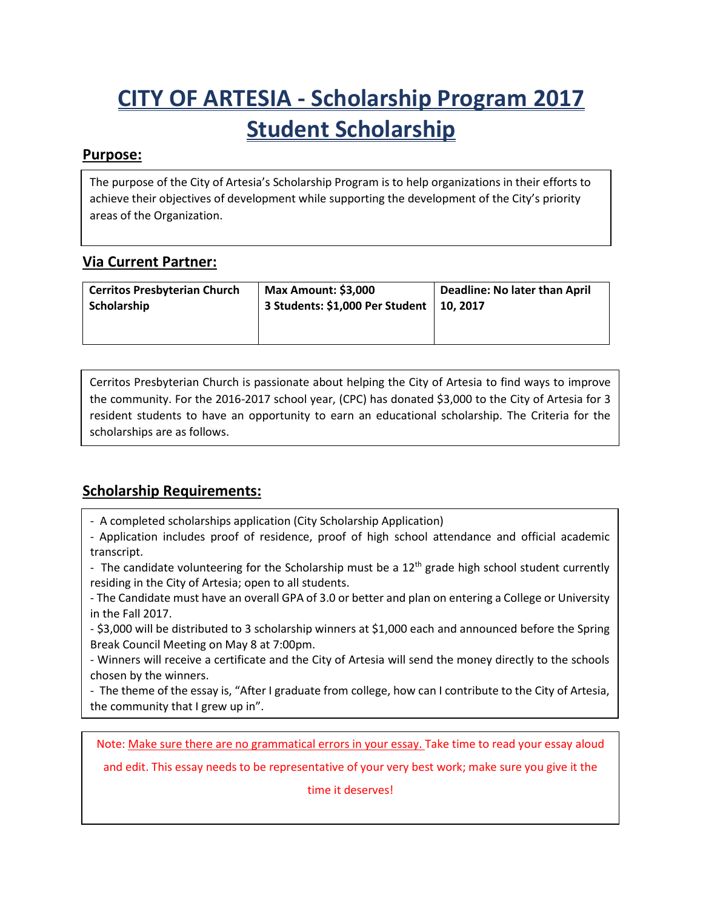# CITY OF ARTESIA - Scholarship Program 2017 Student Scholarship

## Purpose:

The purpose of the City of Artesia's Scholarship Program is to help organizations in their efforts to achieve their objectives of development while supporting the development of the City's priority areas of the Organization.

## Via Current Partner:

| **Cerritos Presbyterian Church Scholarship** | **Max Amount: $3,000**<br>**3 Students: $1,000 Per Student** | **Deadline: No later than April 10, 2017** |
|---|---|---|

Cerritos Presbyterian Church is passionate about helping the City of Artesia to find ways to improve the community. For the 2016-2017 school year, (CPC) has donated $3,000 to the City of Artesia for 3 resident students to have an opportunity to earn an educational scholarship. The Criteria for the scholarships are as follows.

## Scholarship Requirements:

- A completed scholarships application (City Scholarship Application)
- Application includes proof of residence, proof of high school attendance and official academic transcript.
- The candidate volunteering for the Scholarship must be a 12th grade high school student currently residing in the City of Artesia; open to all students.
- The Candidate must have an overall GPA of 3.0 or better and plan on entering a College or University in the Fall 2017.
- $3,000 will be distributed to 3 scholarship winners at $1,000 each and announced before the Spring Break Council Meeting on May 8 at 7:00pm.
- Winners will receive a certificate and the City of Artesia will send the money directly to the schools chosen by the winners.
- The theme of the essay is, "After I graduate from college, how can I contribute to the City of Artesia, the community that I grew up in".

Note: Make sure there are no grammatical errors in your essay. Take time to read your essay aloud and edit. This essay needs to be representative of your very best work; make sure you give it the time it deserves!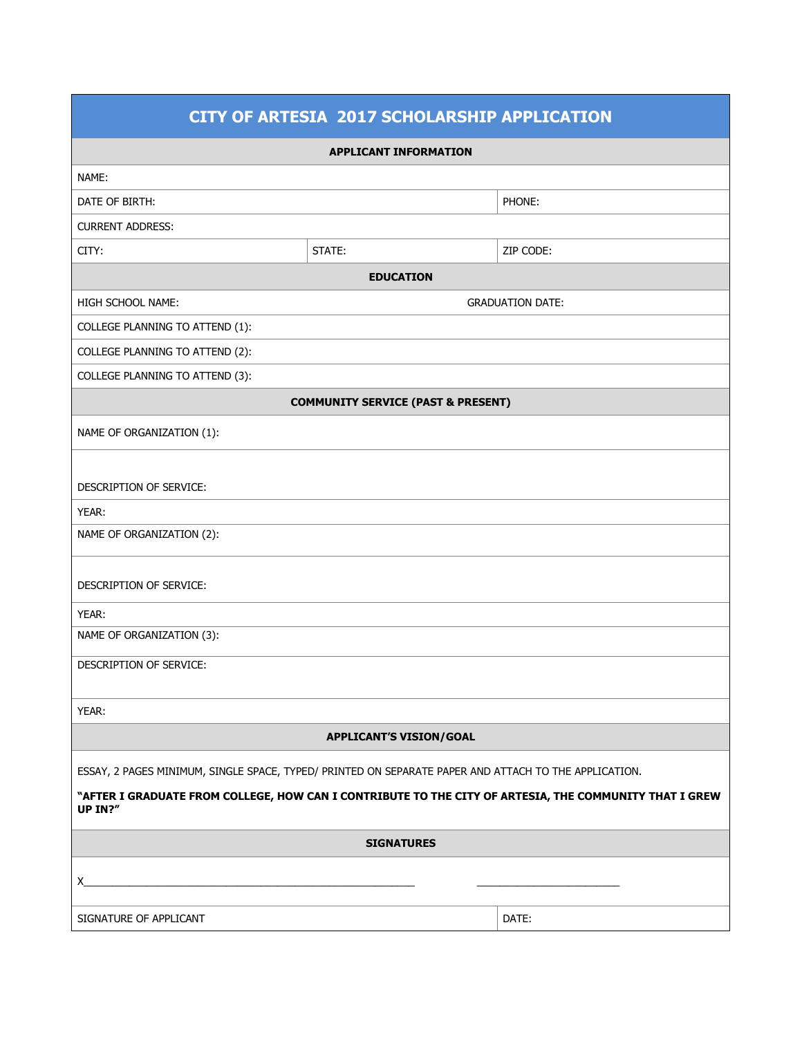# CITY OF ARTESIA 2017 SCHOLARSHIP APPLICATION

## APPLICANT INFORMATION

| | | |
|---|---|---|
| NAME: | | |
| DATE OF BIRTH: | | PHONE: |
| CURRENT ADDRESS: | | |
| CITY: | STATE: | ZIP CODE: |

## EDUCATION

| | |
|---|---|
| HIGH SCHOOL NAME: | GRADUATION DATE: |
| COLLEGE PLANNING TO ATTEND (1): | |
| COLLEGE PLANNING TO ATTEND (2): | |
| COLLEGE PLANNING TO ATTEND (3): | |

## COMMUNITY SERVICE (PAST & PRESENT)

NAME OF ORGANIZATION (1):

DESCRIPTION OF SERVICE:

YEAR:

NAME OF ORGANIZATION (2):

DESCRIPTION OF SERVICE:

YEAR:

NAME OF ORGANIZATION (3):

DESCRIPTION OF SERVICE:

YEAR:

## APPLICANT'S VISION/GOAL

ESSAY, 2 PAGES MINIMUM, SINGLE SPACE, TYPED/ PRINTED ON SEPARATE PAPER AND ATTACH TO THE APPLICATION.

**"AFTER I GRADUATE FROM COLLEGE, HOW CAN I CONTRIBUTE TO THE CITY OF ARTESIA, THE COMMUNITY THAT I GREW UP IN?"**

## SIGNATURES

X_________________________________________________ ________________________

| | |
|---|---|
| SIGNATURE OF APPLICANT | DATE: |